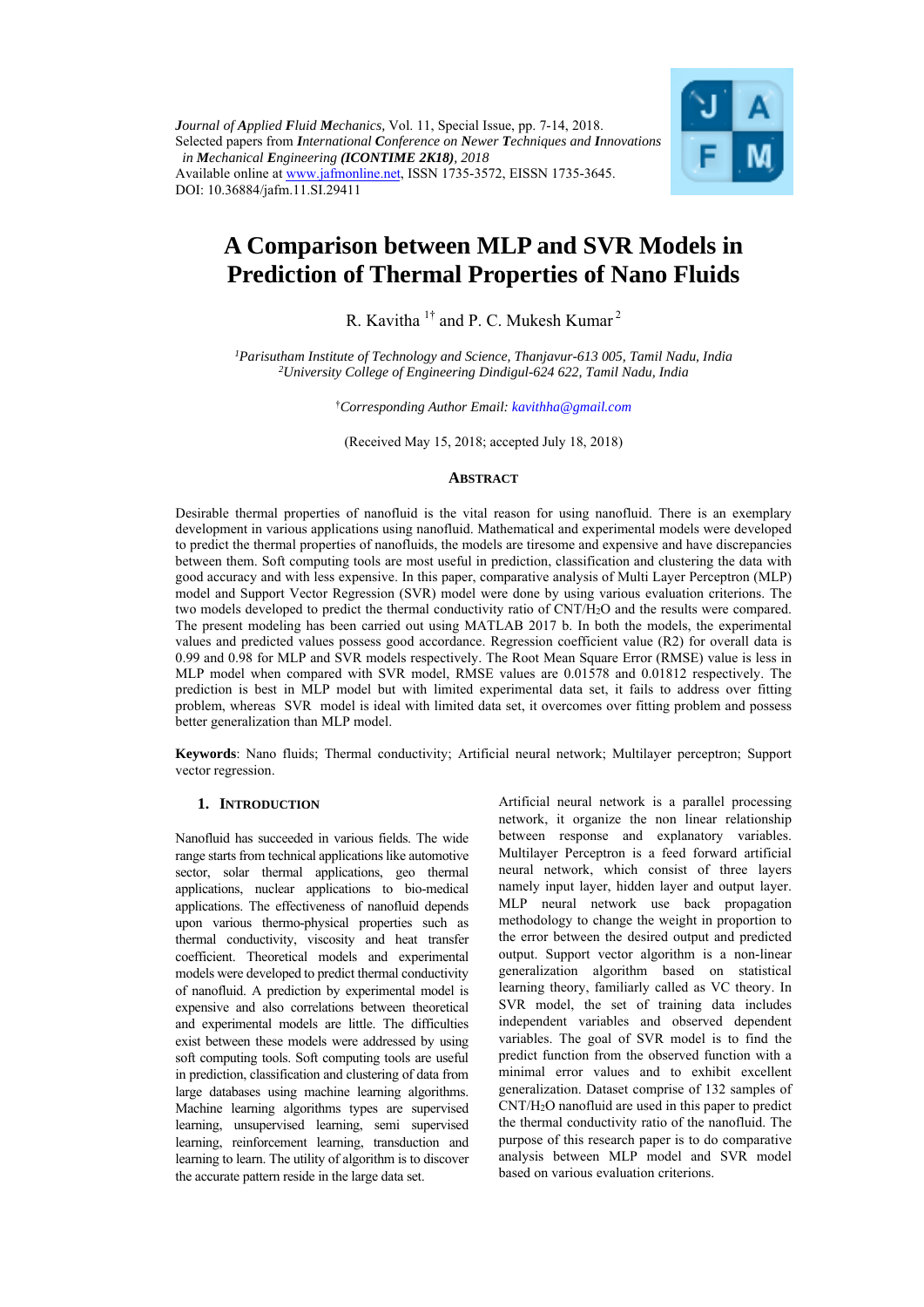*Journal of Applied Fluid Mechanics*, Vol. 11, Special Issue, pp. 7-14, 2018.
Selected papers from *International Conference on Newer Techniques and Innovations in Mechanical Engineering **(ICONTIME 2K18)**, 2018*
Available online at www.jafmonline.net, ISSN 1735-3572, EISSN 1735-3645.
DOI: 10.36884/jafm.11.SI.29411

# A Comparison between MLP and SVR Models in Prediction of Thermal Properties of Nano Fluids

R. Kavitha [1†] and P. C. Mukesh Kumar [2]

[1]*Parisutham Institute of Technology and Science, Thanjavur-613 005, Tamil Nadu, India*
[2]*University College of Engineering Dindigul-624 622, Tamil Nadu, India*

†*Corresponding Author Email: kavithha@gmail.com*

(Received May 15, 2018; accepted July 18, 2018)

## Abstract

Desirable thermal properties of nanofluid is the vital reason for using nanofluid. There is an exemplary development in various applications using nanofluid. Mathematical and experimental models were developed to predict the thermal properties of nanofluids, the models are tiresome and expensive and have discrepancies between them. Soft computing tools are most useful in prediction, classification and clustering the data with good accuracy and with less expensive. In this paper, comparative analysis of Multi Layer Perceptron (MLP) model and Support Vector Regression (SVR) model were done by using various evaluation criterions. The two models developed to predict the thermal conductivity ratio of CNT/$H_2O$ and the results were compared. The present modeling has been carried out using MATLAB 2017 b. In both the models, the experimental values and predicted values possess good accordance. Regression coefficient value (R2) for overall data is 0.99 and 0.98 for MLP and SVR models respectively. The Root Mean Square Error (RMSE) value is less in MLP model when compared with SVR model, RMSE values are 0.01578 and 0.01812 respectively. The prediction is best in MLP model but with limited experimental data set, it fails to address over fitting problem, whereas SVR model is ideal with limited data set, it overcomes over fitting problem and possess better generalization than MLP model.

**Keywords**: Nano fluids; Thermal conductivity; Artificial neural network; Multilayer perceptron; Support vector regression.

## 1. Introduction

Nanofluid has succeeded in various fields. The wide range starts from technical applications like automotive sector, solar thermal applications, geo thermal applications, nuclear applications to bio-medical applications. The effectiveness of nanofluid depends upon various thermo-physical properties such as thermal conductivity, viscosity and heat transfer coefficient. Theoretical models and experimental models were developed to predict thermal conductivity of nanofluid. A prediction by experimental model is expensive and also correlations between theoretical and experimental models are little. The difficulties exist between these models were addressed by using soft computing tools. Soft computing tools are useful in prediction, classification and clustering of data from large databases using machine learning algorithms. Machine learning algorithms types are supervised learning, unsupervised learning, semi supervised learning, reinforcement learning, transduction and learning to learn. The utility of algorithm is to discover the accurate pattern reside in the large data set.

Artificial neural network is a parallel processing network, it organize the non linear relationship between response and explanatory variables. Multilayer Perceptron is a feed forward artificial neural network, which consist of three layers namely input layer, hidden layer and output layer. MLP neural network use back propagation methodology to change the weight in proportion to the error between the desired output and predicted output. Support vector algorithm is a non-linear generalization algorithm based on statistical learning theory, familiarly called as VC theory. In SVR model, the set of training data includes independent variables and observed dependent variables. The goal of SVR model is to find the predict function from the observed function with a minimal error values and to exhibit excellent generalization. Dataset comprise of 132 samples of CNT/$H_2O$ nanofluid are used in this paper to predict the thermal conductivity ratio of the nanofluid. The purpose of this research paper is to do comparative analysis between MLP model and SVR model based on various evaluation criterions.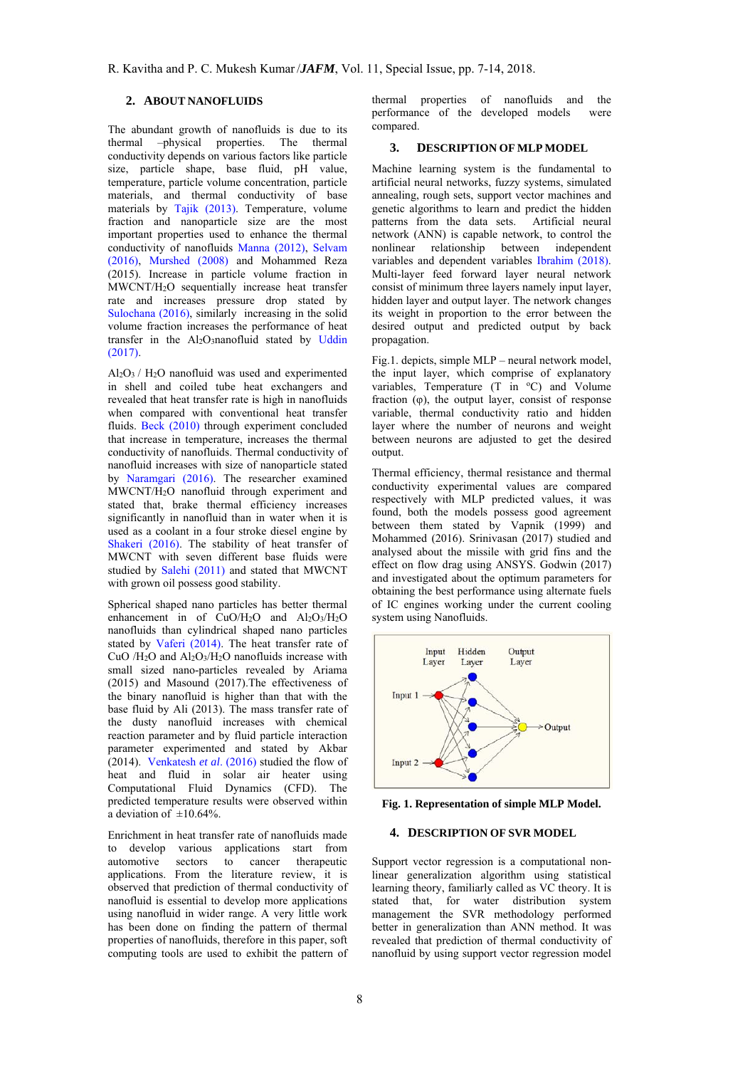## 2. ABOUT NANOFLUIDS

The abundant growth of nanofluids is due to its thermal –physical properties. The thermal conductivity depends on various factors like particle size, particle shape, base fluid, pH value, temperature, particle volume concentration, particle materials, and thermal conductivity of base materials by Tajik (2013). Temperature, volume fraction and nanoparticle size are the most important properties used to enhance the thermal conductivity of nanofluids Manna (2012), Selvam (2016), Murshed (2008) and Mohammed Reza (2015). Increase in particle volume fraction in MWCNT/$H_2O$ sequentially increase heat transfer rate and increases pressure drop stated by Sulochana (2016), similarly increasing in the solid volume fraction increases the performance of heat transfer in the $Al_2O_3$nanofluid stated by Uddin (2017).

$Al_2O_3$ / $H_2O$ nanofluid was used and experimented in shell and coiled tube heat exchangers and revealed that heat transfer rate is high in nanofluids when compared with conventional heat transfer fluids. Beck (2010) through experiment concluded that increase in temperature, increases the thermal conductivity of nanofluids. Thermal conductivity of nanofluid increases with size of nanoparticle stated by Naramgari (2016). The researcher examined MWCNT/$H_2O$ nanofluid through experiment and stated that, brake thermal efficiency increases significantly in nanofluid than in water when it is used as a coolant in a four stroke diesel engine by Shakeri (2016). The stability of heat transfer of MWCNT with seven different base fluids were studied by Salehi (2011) and stated that MWCNT with grown oil possess good stability.

Spherical shaped nano particles has better thermal enhancement in of CuO/$H_2O$ and $Al_2O_3$/$H_2O$ nanofluids than cylindrical shaped nano particles stated by Vaferi (2014). The heat transfer rate of CuO /$H_2O$ and $Al_2O_3$/$H_2O$ nanofluids increase with small sized nano-particles revealed by Ariama (2015) and Masound (2017).The effectiveness of the binary nanofluid is higher than that with the base fluid by Ali (2013). The mass transfer rate of the dusty nanofluid increases with chemical reaction parameter and by fluid particle interaction parameter experimented and stated by Akbar (2014). Venkatesh *et al*. (2016) studied the flow of heat and fluid in solar air heater using Computational Fluid Dynamics (CFD). The predicted temperature results were observed within a deviation of ±10.64%.

Enrichment in heat transfer rate of nanofluids made to develop various applications start from automotive sectors to cancer therapeutic applications. From the literature review, it is observed that prediction of thermal conductivity of nanofluid is essential to develop more applications using nanofluid in wider range. A very little work has been done on finding the pattern of thermal properties of nanofluids, therefore in this paper, soft computing tools are used to exhibit the pattern of thermal properties of nanofluids and the performance of the developed models were compared.

## 3. DESCRIPTION OF MLP MODEL

Machine learning system is the fundamental to artificial neural networks, fuzzy systems, simulated annealing, rough sets, support vector machines and genetic algorithms to learn and predict the hidden patterns from the data sets. Artificial neural network (ANN) is capable network, to control the nonlinear relationship between independent variables and dependent variables Ibrahim (2018). Multi-layer feed forward layer neural network consist of minimum three layers namely input layer, hidden layer and output layer. The network changes its weight in proportion to the error between the desired output and predicted output by back propagation.

Fig.1. depicts, simple MLP – neural network model, the input layer, which comprise of explanatory variables, Temperature (T in °C) and Volume fraction (φ), the output layer, consist of response variable, thermal conductivity ratio and hidden layer where the number of neurons and weight between neurons are adjusted to get the desired output.

Thermal efficiency, thermal resistance and thermal conductivity experimental values are compared respectively with MLP predicted values, it was found, both the models possess good agreement between them stated by Vapnik (1999) and Mohammed (2016). Srinivasan (2017) studied and analysed about the missile with grid fins and the effect on flow drag using ANSYS. Godwin (2017) and investigated about the optimum parameters for obtaining the best performance using alternate fuels of IC engines working under the current cooling system using Nanofluids.

**Fig. 1. Representation of simple MLP Model.**

## 4. DESCRIPTION OF SVR MODEL

Support vector regression is a computational non-linear generalization algorithm using statistical learning theory, familiarly called as VC theory. It is stated that, for water distribution system management the SVR methodology performed better in generalization than ANN method. It was revealed that prediction of thermal conductivity of nanofluid by using support vector regression model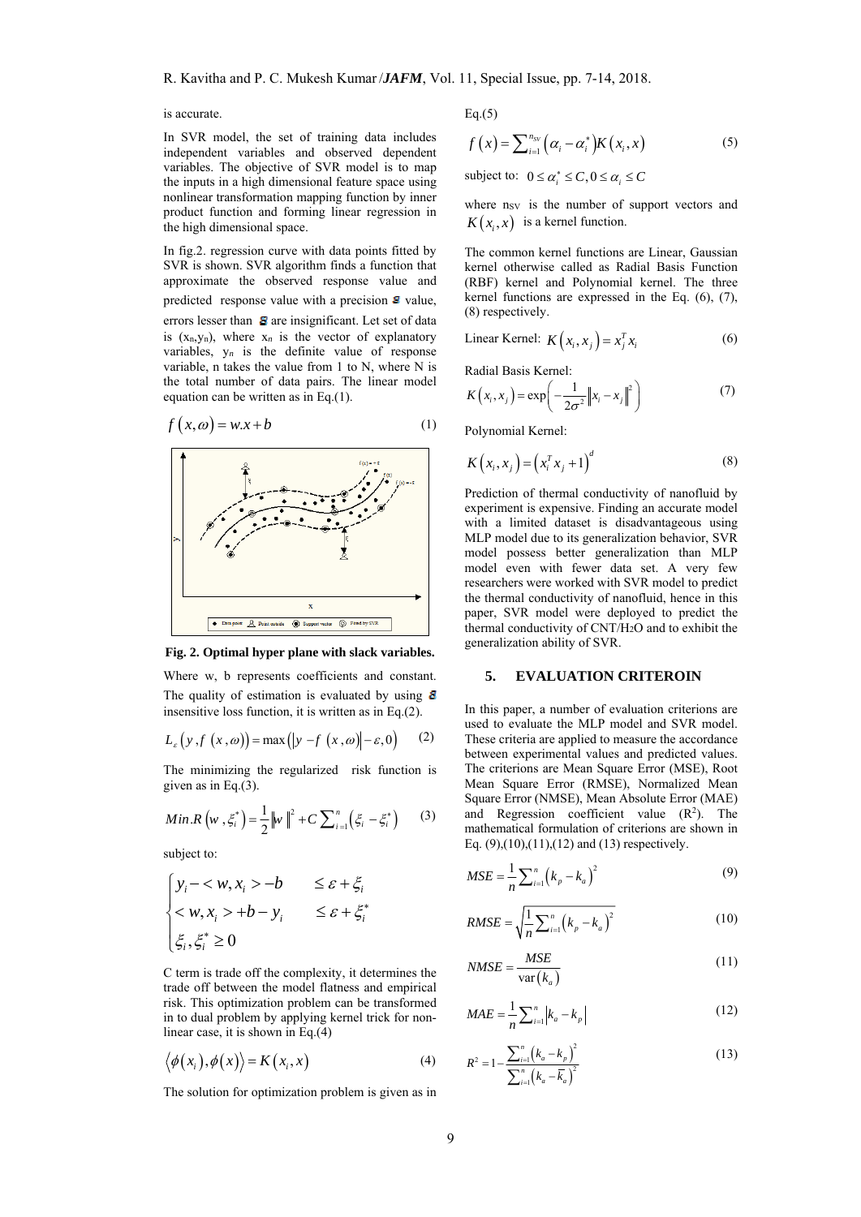is accurate.

In SVR model, the set of training data includes independent variables and observed dependent variables. The objective of SVR model is to map the inputs in a high dimensional feature space using nonlinear transformation mapping function by inner product function and forming linear regression in the high dimensional space.

In fig.2. regression curve with data points fitted by SVR is shown. SVR algorithm finds a function that approximate the observed response value and predicted response value with a precision $\varepsilon$ value, errors lesser than $\varepsilon$ are insignificant. Let set of data is $(x_n, y_n)$, where $x_n$ is the vector of explanatory variables, $y_n$ is the definite value of response variable, n takes the value from 1 to N, where N is the total number of data pairs. The linear model equation can be written as in Eq.(1).

$$f(x,\omega) = w.x + b \tag{1}$$

**Fig. 2. Optimal hyper plane with slack variables.**

Where w, b represents coefficients and constant. The quality of estimation is evaluated by using $\varepsilon$ insensitive loss function, it is written as in Eq.(2).

$$L_\varepsilon\left(y, f(x,\omega)\right) = \max\left(\left|y - f(x,\omega)\right| - \varepsilon, 0\right) \tag{2}$$

The minimizing the regularized risk function is given as in Eq.(3).

$$Min.R\left(w, \xi_i^*\right) = \frac{1}{2}\|w\|^2 + C\sum_{i=1}^{n}\left(\xi_i - \xi_i^*\right) \tag{3}$$

subject to:

$$\begin{cases} y_i - \langle w, x_i \rangle - b & \leq \varepsilon + \xi_i \\ \langle w, x_i \rangle + b - y_i & \leq \varepsilon + \xi_i^* \\ \xi_i, \xi_i^* \geq 0 \end{cases}$$

C term is trade off the complexity, it determines the trade off between the model flatness and empirical risk. This optimization problem can be transformed in to dual problem by applying kernel trick for non-linear case, it is shown in Eq.(4)

$$\langle \phi(x_i), \phi(x) \rangle = K(x_i, x) \tag{4}$$

The solution for optimization problem is given as in Eq.(5)

$$f(x) = \sum_{i=1}^{n_{SV}}\left(\alpha_i - \alpha_i^*\right)K(x_i, x) \tag{5}$$

subject to: $0 \leq \alpha_i^* \leq C, 0 \leq \alpha_i \leq C$

where $n_{SV}$ is the number of support vectors and $K(x_i, x)$ is a kernel function.

The common kernel functions are Linear, Gaussian kernel otherwise called as Radial Basis Function (RBF) kernel and Polynomial kernel. The three kernel functions are expressed in the Eq. (6), (7), (8) respectively.

Linear Kernel: $$K(x_i, x_j) = x_j^T x_i \tag{6}$$

Radial Basis Kernel:

$$K(x_i, x_j) = \exp\left(-\frac{1}{2\sigma^2}\left\|x_i - x_j\right\|^2\right) \tag{7}$$

Polynomial Kernel:

$$K(x_i, x_j) = \left(x_i^T x_j + 1\right)^d \tag{8}$$

Prediction of thermal conductivity of nanofluid by experiment is expensive. Finding an accurate model with a limited dataset is disadvantageous using MLP model due to its generalization behavior, SVR model possess better generalization than MLP model even with fewer data set. A very few researchers were worked with SVR model to predict the thermal conductivity of nanofluid, hence in this paper, SVR model were deployed to predict the thermal conductivity of CNT/$H_2O$ and to exhibit the generalization ability of SVR.

## 5. EVALUATION CRITEROIN

In this paper, a number of evaluation criterions are used to evaluate the MLP model and SVR model. These criteria are applied to measure the accordance between experimental values and predicted values. The criterions are Mean Square Error (MSE), Root Mean Square Error (RMSE), Normalized Mean Square Error (NMSE), Mean Absolute Error (MAE) and Regression coefficient value ($R^2$). The mathematical formulation of criterions are shown in Eq. (9),(10),(11),(12) and (13) respectively.

$$MSE = \frac{1}{n}\sum_{i=1}^{n}\left(k_p - k_a\right)^2 \tag{9}$$

$$RMSE = \sqrt{\frac{1}{n}\sum_{i=1}^{n}\left(k_p - k_a\right)^2} \tag{10}$$

$$NMSE = \frac{MSE}{\operatorname{var}(k_a)} \tag{11}$$

$$MAE = \frac{1}{n}\sum_{i=1}^{n}\left|k_a - k_p\right| \tag{12}$$

$$R^2 = 1 - \frac{\sum_{i=1}^{n}\left(k_a - k_p\right)^2}{\sum_{i=1}^{n}\left(k_a - \overline{k_a}\right)^2} \tag{13}$$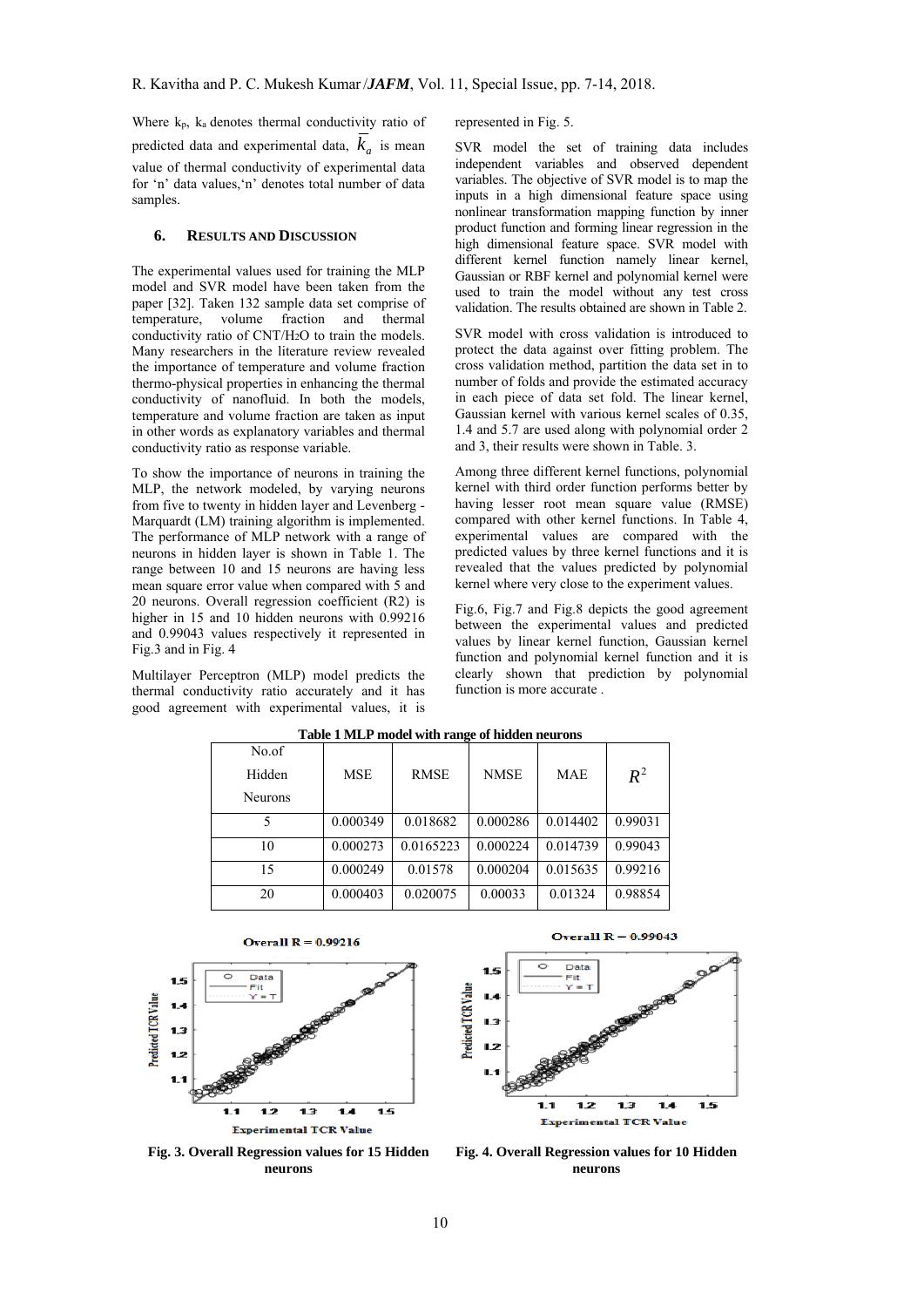Where $k_p$, $k_a$ denotes thermal conductivity ratio of predicted data and experimental data, $\overline{k_a}$ is mean value of thermal conductivity of experimental data for 'n' data values,'n' denotes total number of data samples.

## 6. RESULTS AND DISCUSSION

The experimental values used for training the MLP model and SVR model have been taken from the paper [32]. Taken 132 sample data set comprise of temperature, volume fraction and thermal conductivity ratio of CNT/$H_2O$ to train the models. Many researchers in the literature review revealed the importance of temperature and volume fraction thermo-physical properties in enhancing the thermal conductivity of nanofluid. In both the models, temperature and volume fraction are taken as input in other words as explanatory variables and thermal conductivity ratio as response variable.

To show the importance of neurons in training the MLP, the network modeled, by varying neurons from five to twenty in hidden layer and Levenberg - Marquardt (LM) training algorithm is implemented. The performance of MLP network with a range of neurons in hidden layer is shown in Table 1. The range between 10 and 15 neurons are having less mean square error value when compared with 5 and 20 neurons. Overall regression coefficient (R2) is higher in 15 and 10 hidden neurons with 0.99216 and 0.99043 values respectively it represented in Fig.3 and in Fig. 4

Multilayer Perceptron (MLP) model predicts the thermal conductivity ratio accurately and it has good agreement with experimental values, it is represented in Fig. 5.

SVR model the set of training data includes independent variables and observed dependent variables. The objective of SVR model is to map the inputs in a high dimensional feature space using nonlinear transformation mapping function by inner product function and forming linear regression in the high dimensional feature space. SVR model with different kernel function namely linear kernel, Gaussian or RBF kernel and polynomial kernel were used to train the model without any test cross validation. The results obtained are shown in Table 2.

SVR model with cross validation is introduced to protect the data against over fitting problem. The cross validation method, partition the data set in to number of folds and provide the estimated accuracy in each piece of data set fold. The linear kernel, Gaussian kernel with various kernel scales of 0.35, 1.4 and 5.7 are used along with polynomial order 2 and 3, their results were shown in Table. 3.

Among three different kernel functions, polynomial kernel with third order function performs better by having lesser root mean square value (RMSE) compared with other kernel functions. In Table 4, experimental values are compared with the predicted values by three kernel functions and it is revealed that the values predicted by polynomial kernel where very close to the experiment values.

Fig.6, Fig.7 and Fig.8 depicts the good agreement between the experimental values and predicted values by linear kernel function, Gaussian kernel function and polynomial kernel function and it is clearly shown that prediction by polynomial function is more accurate .

**Table 1 MLP model with range of hidden neurons**

| No.of Hidden Neurons | MSE | RMSE | NMSE | MAE | $R^2$ |
|---|---|---|---|---|---|
| 5 | 0.000349 | 0.018682 | 0.000286 | 0.014402 | 0.99031 |
| 10 | 0.000273 | 0.0165223 | 0.000224 | 0.014739 | 0.99043 |
| 15 | 0.000249 | 0.01578 | 0.000204 | 0.015635 | 0.99216 |
| 20 | 0.000403 | 0.020075 | 0.00033 | 0.01324 | 0.98854 |

**Fig. 3. Overall Regression values for 15 Hidden neurons**

**Fig. 4. Overall Regression values for 10 Hidden neurons**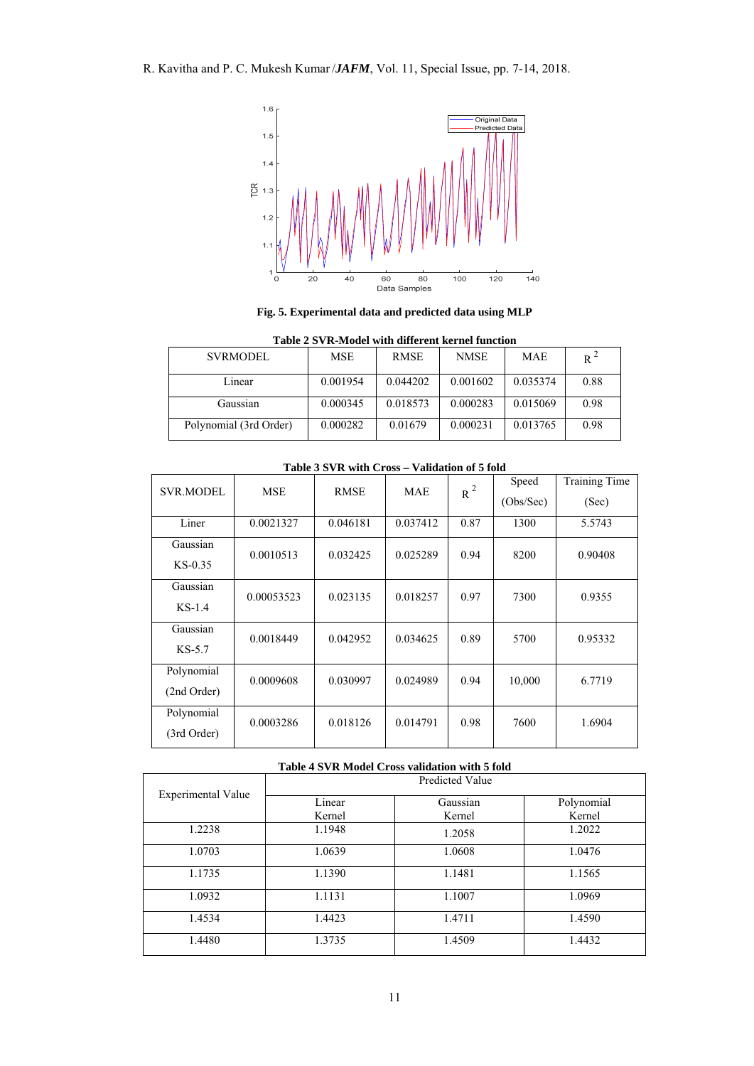Fig. 5. **Experimental data and predicted data using MLP**

**Table 2 SVR-Model with different kernel function**

| SVRMODEL | MSE | RMSE | NMSE | MAE | $R^2$ |
|---|---|---|---|---|---|
| Linear | 0.001954 | 0.044202 | 0.001602 | 0.035374 | 0.88 |
| Gaussian | 0.000345 | 0.018573 | 0.000283 | 0.015069 | 0.98 |
| Polynomial (3rd Order) | 0.000282 | 0.01679 | 0.000231 | 0.013765 | 0.98 |

**Table 3 SVR with Cross – Validation of 5 fold**

| SVR.MODEL | MSE | RMSE | MAE | $R^2$ | Speed (Obs/Sec) | Training Time (Sec) |
|---|---|---|---|---|---|---|
| Liner | 0.0021327 | 0.046181 | 0.037412 | 0.87 | 1300 | 5.5743 |
| Gaussian KS-0.35 | 0.0010513 | 0.032425 | 0.025289 | 0.94 | 8200 | 0.90408 |
| Gaussian KS-1.4 | 0.00053523 | 0.023135 | 0.018257 | 0.97 | 7300 | 0.9355 |
| Gaussian KS-5.7 | 0.0018449 | 0.042952 | 0.034625 | 0.89 | 5700 | 0.95332 |
| Polynomial (2nd Order) | 0.0009608 | 0.030997 | 0.024989 | 0.94 | 10,000 | 6.7719 |
| Polynomial (3rd Order) | 0.0003286 | 0.018126 | 0.014791 | 0.98 | 7600 | 1.6904 |

**Table 4 SVR Model Cross validation with 5 fold**

| Experimental Value | Predicted Value | | |
|---|---|---|---|
| | Linear Kernel | Gaussian Kernel | Polynomial Kernel |
| 1.2238 | 1.1948 | 1.2058 | 1.2022 |
| 1.0703 | 1.0639 | 1.0608 | 1.0476 |
| 1.1735 | 1.1390 | 1.1481 | 1.1565 |
| 1.0932 | 1.1131 | 1.1007 | 1.0969 |
| 1.4534 | 1.4423 | 1.4711 | 1.4590 |
| 1.4480 | 1.3735 | 1.4509 | 1.4432 |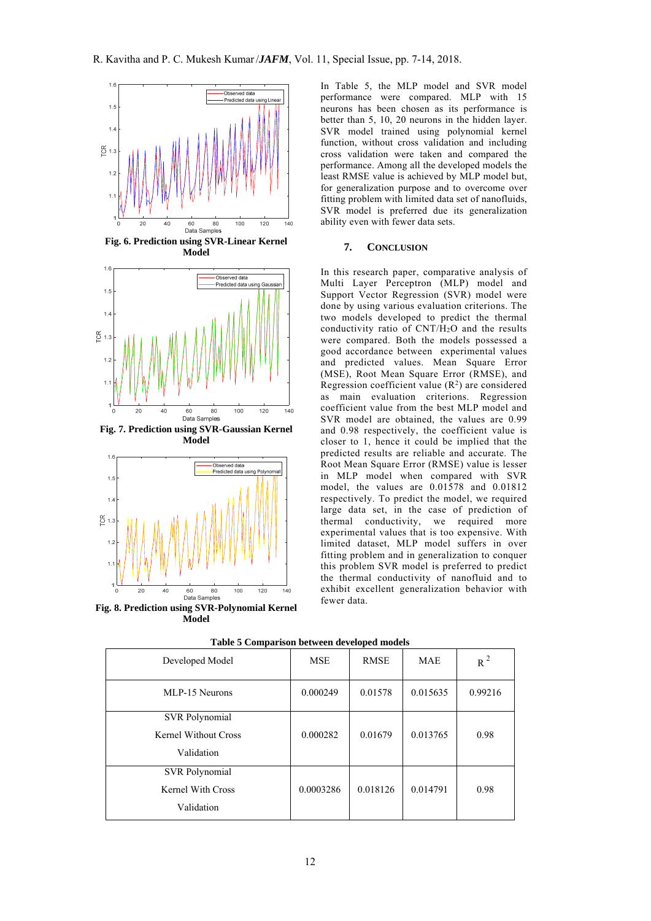Fig. 6. Prediction using SVR-Linear Kernel Model

Fig. 7. Prediction using SVR-Gaussian Kernel Model

Fig. 8. Prediction using SVR-Polynomial Kernel Model

In Table 5, the MLP model and SVR model performance were compared. MLP with 15 neurons has been chosen as its performance is better than 5, 10, 20 neurons in the hidden layer. SVR model trained using polynomial kernel function, without cross validation and including cross validation were taken and compared the performance. Among all the developed models the least RMSE value is achieved by MLP model but, for generalization purpose and to overcome over fitting problem with limited data set of nanofluids, SVR model is preferred due its generalization ability even with fewer data sets.

## 7. CONCLUSION

In this research paper, comparative analysis of Multi Layer Perceptron (MLP) model and Support Vector Regression (SVR) model were done by using various evaluation criterions. The two models developed to predict the thermal conductivity ratio of CNT/$H_2O$ and the results were compared. Both the models possessed a good accordance between experimental values and predicted values. Mean Square Error (MSE), Root Mean Square Error (RMSE), and Regression coefficient value ($R^2$) are considered as main evaluation criterions. Regression coefficient value from the best MLP model and SVR model are obtained, the values are 0.99 and 0.98 respectively, the coefficient value is closer to 1, hence it could be implied that the predicted results are reliable and accurate. The Root Mean Square Error (RMSE) value is lesser in MLP model when compared with SVR model, the values are 0.01578 and 0.01812 respectively. To predict the model, we required large data set, in the case of prediction of thermal conductivity, we required more experimental values that is too expensive. With limited dataset, MLP model suffers in over fitting problem and in generalization to conquer this problem SVR model is preferred to predict the thermal conductivity of nanofluid and to exhibit excellent generalization behavior with fewer data.

**Table 5 Comparison between developed models**

| Developed Model | MSE | RMSE | MAE | $R^2$ |
|---|---|---|---|---|
| MLP-15 Neurons | 0.000249 | 0.01578 | 0.015635 | 0.99216 |
| SVR Polynomial Kernel Without Cross Validation | 0.000282 | 0.01679 | 0.013765 | 0.98 |
| SVR Polynomial Kernel With Cross Validation | 0.0003286 | 0.018126 | 0.014791 | 0.98 |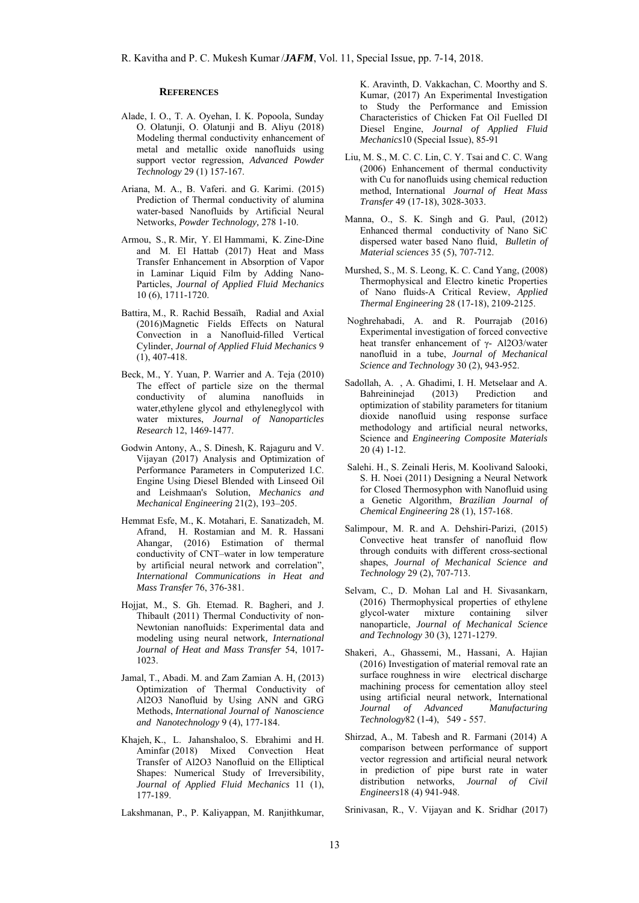## REFERENCES

Alade, I. O., T. A. Oyehan, I. K. Popoola, Sunday O. Olatunji, O. Olatunji and B. Aliyu (2018) Modeling thermal conductivity enhancement of metal and metallic oxide nanofluids using support vector regression, *Advanced Powder Technology* 29 (1) 157-167.

Ariana, M. A., B. Vaferi. and G. Karimi. (2015) Prediction of Thermal conductivity of alumina water-based Nanofluids by Artificial Neural Networks, *Powder Technology,* 278 1-10.

Armou, S., R. Mir, Y. El Hammami, K. Zine-Dine and M. El Hattab (2017) Heat and Mass Transfer Enhancement in Absorption of Vapor in Laminar Liquid Film by Adding Nano-Particles, *Journal of Applied Fluid Mechanics* 10 (6), 1711-1720.

Battira, M., R. Rachid Bessaïh, Radial and Axial (2016)Magnetic Fields Effects on Natural Convection in a Nanofluid-filled Vertical Cylinder, *Journal of Applied Fluid Mechanics* 9 (1), 407-418.

Beck, M., Y. Yuan, P. Warrier and A. Teja (2010) The effect of particle size on the thermal conductivity of alumina nanofluids in water,ethylene glycol and ethyleneglycol with water mixtures, *Journal of Nanoparticles Research* 12, 1469-1477.

Godwin Antony, A., S. Dinesh, K. Rajaguru and V. Vijayan (2017) Analysis and Optimization of Performance Parameters in Computerized I.C. Engine Using Diesel Blended with Linseed Oil and Leishmaan's Solution, *Mechanics and Mechanical Engineering* 21(2), 193–205.

Hemmat Esfe, M., K. Motahari, E. Sanatizadeh, M. Afrand, H. Rostamian and M. R. Hassani Ahangar, (2016) Estimation of thermal conductivity of CNT–water in low temperature by artificial neural network and correlation", *International Communications in Heat and Mass Transfer* 76, 376-381.

Hojjat, M., S. Gh. Etemad. R. Bagheri, and J. Thibault (2011) Thermal Conductivity of non-Newtonian nanofluids: Experimental data and modeling using neural network*, International Journal of Heat and Mass Transfer* 54, 1017-1023.

Jamal, T., Abadi. M. and Zam Zamian A. H, (2013) Optimization of Thermal Conductivity of Al2O3 Nanofluid by Using ANN and GRG Methods, *International Journal of Nanoscience and Nanotechnology* 9 (4), 177-184.

Khajeh, K., L. Jahanshaloo, S. Ebrahimi and H. Aminfar (2018) Mixed Convection Heat Transfer of Al2O3 Nanofluid on the Elliptical Shapes: Numerical Study of Irreversibility, *Journal of Applied Fluid Mechanics* 11 (1), 177-189.

Lakshmanan, P., P. Kaliyappan, M. Ranjithkumar, K. Aravinth, D. Vakkachan, C. Moorthy and S. Kumar, (2017) An Experimental Investigation to Study the Performance and Emission Characteristics of Chicken Fat Oil Fuelled DI Diesel Engine, *Journal of Applied Fluid Mechanics*10 (Special Issue), 85-91

Liu, M. S., M. C. C. Lin, C. Y. Tsai and C. C. Wang (2006) Enhancement of thermal conductivity with Cu for nanofluids using chemical reduction method, International *Journal of Heat Mass Transfer* 49 (17-18), 3028-3033.

Manna, O., S. K. Singh and G. Paul, (2012) Enhanced thermal conductivity of Nano SiC dispersed water based Nano fluid, *Bulletin of Material sciences* 35 (5), 707-712.

Murshed, S., M. S. Leong, K. C. Cand Yang, (2008) Thermophysical and Electro kinetic Properties of Nano fluids-A Critical Review, *Applied Thermal Engineering* 28 (17-18), 2109-2125.

Noghrehabadi, A. and R. Pourrajab (2016) Experimental investigation of forced convective heat transfer enhancement of γ- Al2O3/water nanofluid in a tube, *Journal of Mechanical Science and Technology* 30 (2), 943-952.

Sadollah, A. , A. Ghadimi, I. H. Metselaar and A. Bahreininejad (2013) Prediction and optimization of stability parameters for titanium dioxide nanofluid using response surface methodology and artificial neural networks, Science and *Engineering Composite Materials* 20 (4) 1-12.

Salehi. H., S. Zeinali Heris, M. Koolivand Salooki, S. H. Noei (2011) Designing a Neural Network for Closed Thermosyphon with Nanofluid using a Genetic Algorithm, *Brazilian Journal of Chemical Engineering* 28 (1), 157-168.

Salimpour, M. R. and A. Dehshiri-Parizi, (2015) Convective heat transfer of nanofluid flow through conduits with different cross-sectional shapes, *Journal of Mechanical Science and Technology* 29 (2), 707-713.

Selvam, C., D. Mohan Lal and H. Sivasankarn, (2016) Thermophysical properties of ethylene glycol-water mixture containing silver nanoparticle, *Journal of Mechanical Science and Technology* 30 (3), 1271-1279.

Shakeri, A., Ghassemi, M., Hassani, A. Hajian (2016) Investigation of material removal rate an surface roughness in wire electrical discharge machining process for cementation alloy steel using artificial neural network, International *Journal of Advanced Manufacturing Technology*82 (1-4), 549 - 557.

Shirzad, A., M. Tabesh and R. Farmani (2014) A comparison between performance of support vector regression and artificial neural network in prediction of pipe burst rate in water distribution networks, *Journal of Civil Engineers*18 (4) 941-948.

Srinivasan, R., V. Vijayan and K. Sridhar (2017)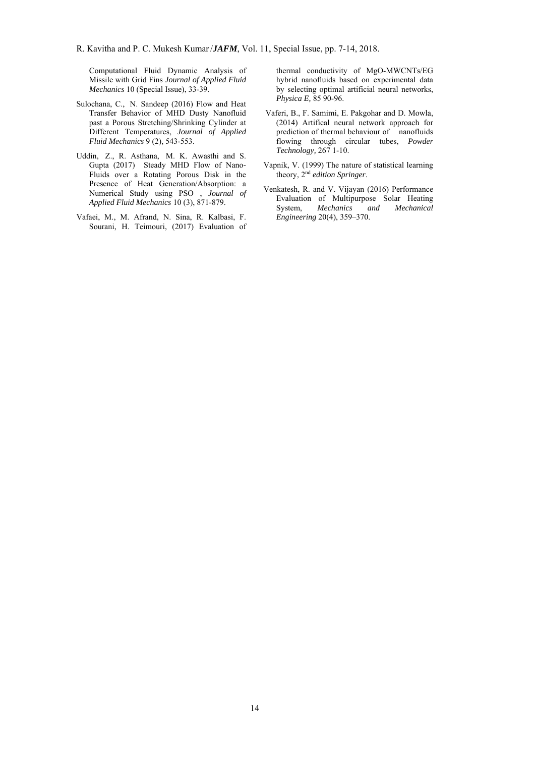Computational Fluid Dynamic Analysis of Missile with Grid Fins *Journal of Applied Fluid Mechanics* 10 (Special Issue), 33-39.

Sulochana, C., N. Sandeep (2016) Flow and Heat Transfer Behavior of MHD Dusty Nanofluid past a Porous Stretching/Shrinking Cylinder at Different Temperatures, *Journal of Applied Fluid Mechanics* 9 (2), 543-553.

Uddin, Z., R. Asthana, M. K. Awasthi and S. Gupta (2017) Steady MHD Flow of Nano-Fluids over a Rotating Porous Disk in the Presence of Heat Generation/Absorption: a Numerical Study using PSO , *Journal of Applied Fluid Mechanics* 10 (3), 871-879.

Vafaei, M., M. Afrand, N. Sina, R. Kalbasi, F. Sourani, H. Teimouri, (2017) Evaluation of thermal conductivity of MgO-MWCNTs/EG hybrid nanofluids based on experimental data by selecting optimal artificial neural networks, *Physica E,* 85 90-96.

Vaferi, B., F. Samimi, E. Pakgohar and D. Mowla, (2014) Artifical neural network approach for prediction of thermal behaviour of nanofluids flowing through circular tubes, *Powder Technology,* 267 1-10.

Vapnik, V. (1999) The nature of statistical learning theory, 2nd *edition Springer*.

Venkatesh, R. and V. Vijayan (2016) Performance Evaluation of Multipurpose Solar Heating System, *Mechanics and Mechanical Engineering* 20(4), 359–370.